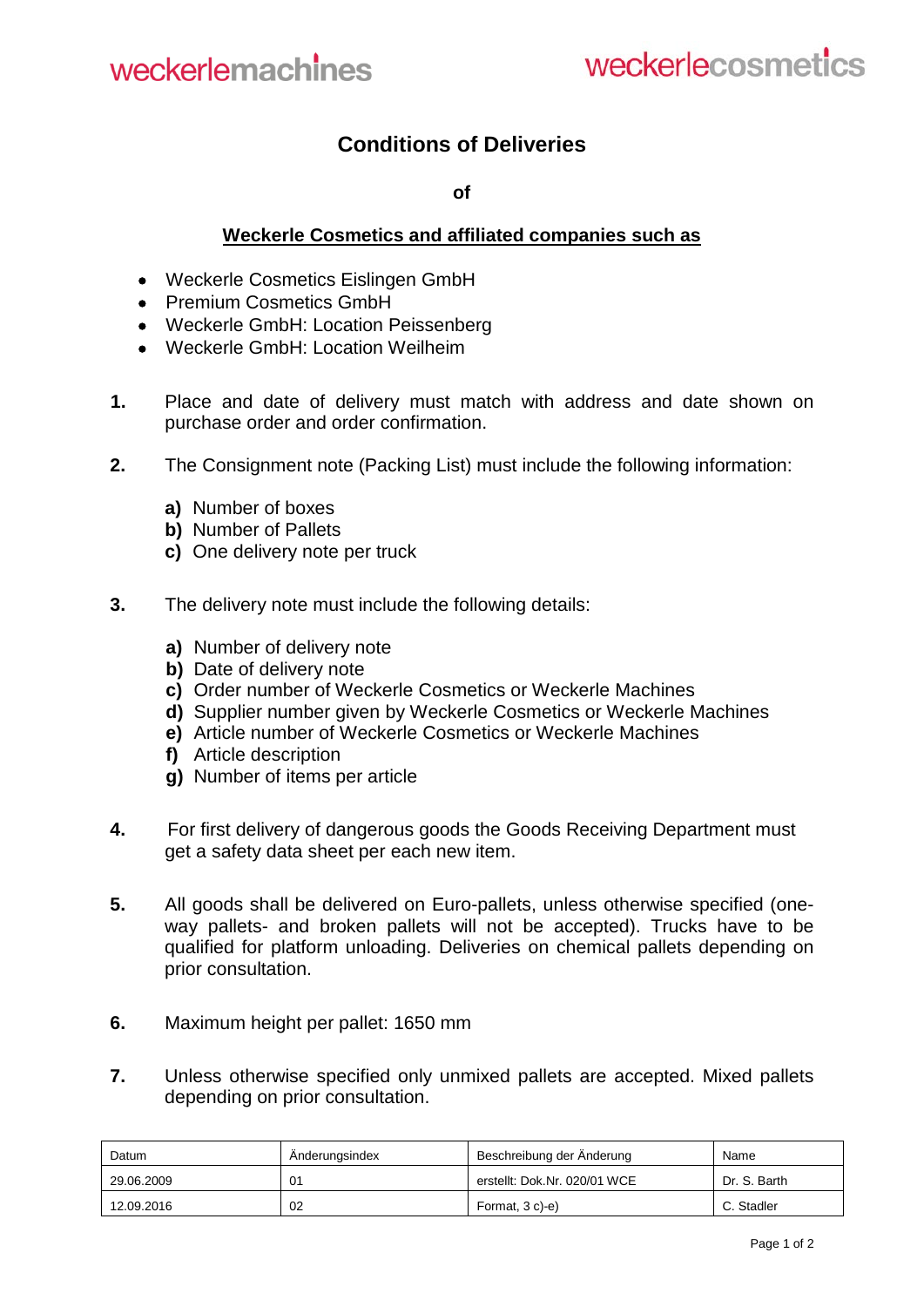weckerlemachines weckerlecosmetics

# Conditions of Deliveries

**of**

**Weckerle Cosmetics and affiliated companies such as**

- Weckerle Cosmetics Eislingen GmbH
- Premium Cosmetics GmbH
- Weckerle GmbH: Location Peissenberg
- Weckerle GmbH: Location Weilheim

**1.** Place and date of delivery must match with address and date shown on purchase order and order confirmation.

**2.** The Consignment note (Packing List) must include the following information:

**a)** Number of boxes
**b)** Number of Pallets
**c)** One delivery note per truck

**3.** The delivery note must include the following details:

**a)** Number of delivery note
**b)** Date of delivery note
**c)** Order number of Weckerle Cosmetics or Weckerle Machines
**d)** Supplier number given by Weckerle Cosmetics or Weckerle Machines
**e)** Article number of Weckerle Cosmetics or Weckerle Machines
**f)** Article description
**g)** Number of items per article

**4.** For first delivery of dangerous goods the Goods Receiving Department must get a safety data sheet per each new item.

**5.** All goods shall be delivered on Euro-pallets, unless otherwise specified (one-way pallets- and broken pallets will not be accepted). Trucks have to be qualified for platform unloading. Deliveries on chemical pallets depending on prior consultation.

**6.** Maximum height per pallet: 1650 mm

**7.** Unless otherwise specified only unmixed pallets are accepted. Mixed pallets depending on prior consultation.

| Datum | Änderungsindex | Beschreibung der Änderung | Name |
|---|---|---|---|
| 29.06.2009 | 01 | erstellt: Dok.Nr. 020/01 WCE | Dr. S. Barth |
| 12.09.2016 | 02 | Format, 3 c)-e) | C. Stadler |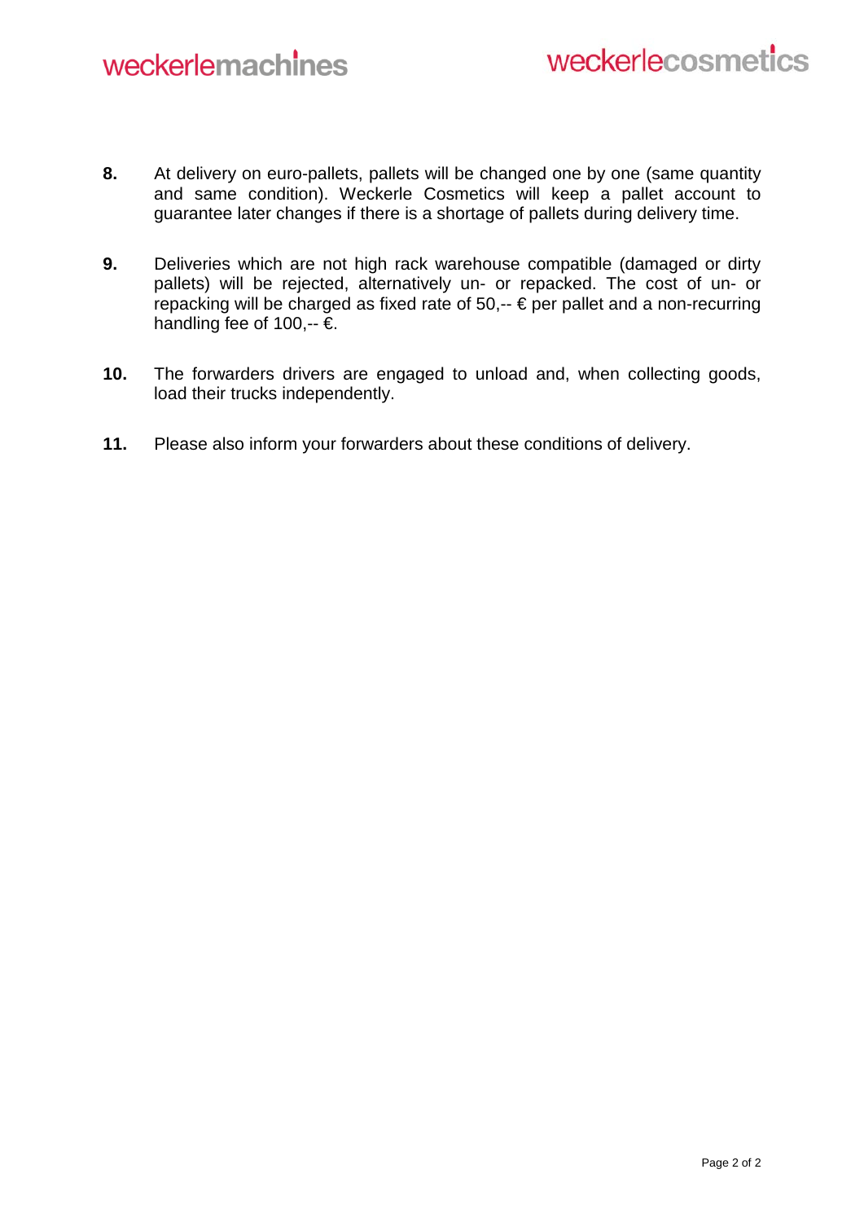8. At delivery on euro-pallets, pallets will be changed one by one (same quantity and same condition). Weckerle Cosmetics will keep a pallet account to guarantee later changes if there is a shortage of pallets during delivery time.

9. Deliveries which are not high rack warehouse compatible (damaged or dirty pallets) will be rejected, alternatively un- or repacked. The cost of un- or repacking will be charged as fixed rate of 50,-- € per pallet and a non-recurring handling fee of 100,-- €.

10. The forwarders drivers are engaged to unload and, when collecting goods, load their trucks independently.

11. Please also inform your forwarders about these conditions of delivery.